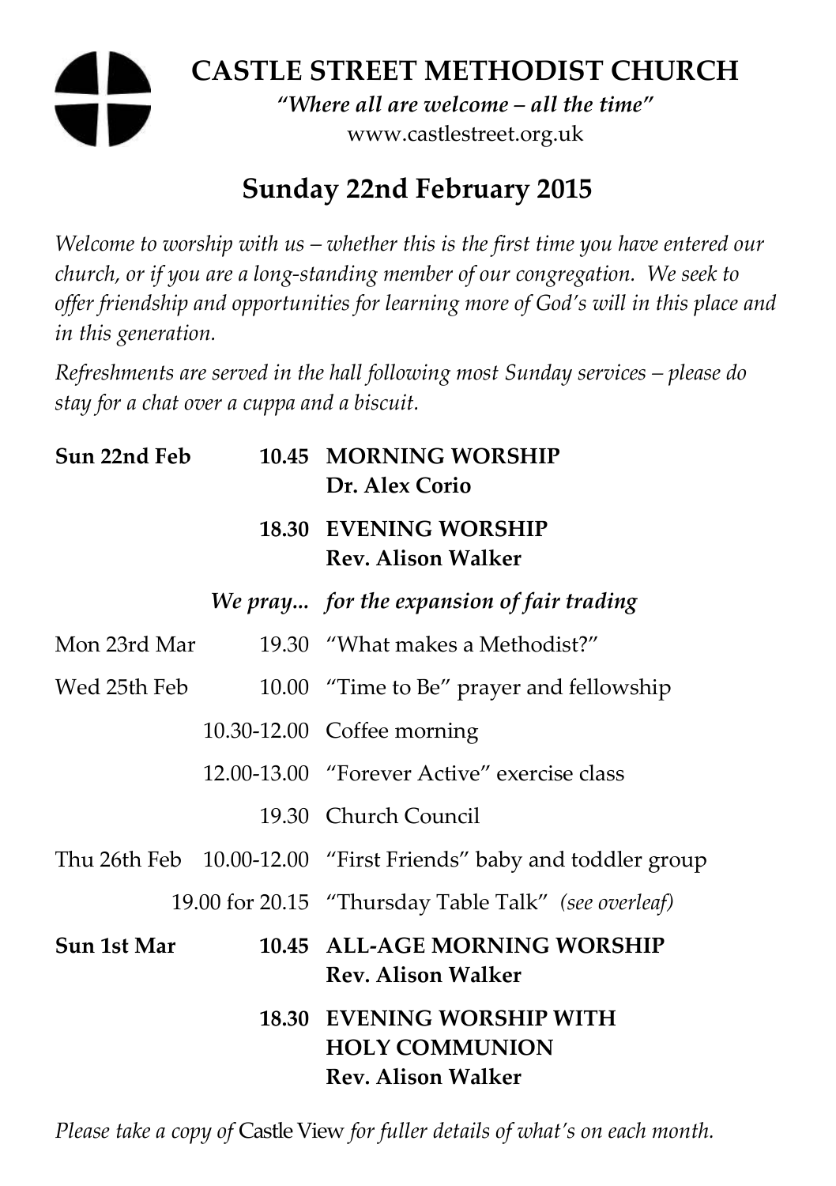# CASTLE STREET METHODIST CHURCH

*"Where all are welcome – all the time"*
www.castlestreet.org.uk

## Sunday 22nd February 2015

*Welcome to worship with us – whether this is the first time you have entered our church, or if you are a long-standing member of our congregation. We seek to offer friendship and opportunities for learning more of God's will in this place and in this generation.*

*Refreshments are served in the hall following most Sunday services – please do stay for a chat over a cuppa and a biscuit.*

| | | |
|---|---|---|
| **Sun 22nd Feb** | **10.45** | **MORNING WORSHIP**<br>**Dr. Alex Corio** |
| | **18.30** | **EVENING WORSHIP**<br>**Rev. Alison Walker** |
| | *We pray...* | *for the expansion of fair trading* |
| Mon 23rd Mar | 19.30 | "What makes a Methodist?" |
| Wed 25th Feb | 10.00 | "Time to Be" prayer and fellowship |
| | 10.30-12.00 | Coffee morning |
| | 12.00-13.00 | "Forever Active" exercise class |
| | 19.30 | Church Council |
| Thu 26th Feb | 10.00-12.00 | "First Friends" baby and toddler group |
| | 19.00 for 20.15 | "Thursday Table Talk" *(see overleaf)* |
| **Sun 1st Mar** | **10.45** | **ALL-AGE MORNING WORSHIP**<br>**Rev. Alison Walker** |
| | **18.30** | **EVENING WORSHIP WITH HOLY COMMUNION**<br>**Rev. Alison Walker** |

*Please take a copy of* Castle View *for fuller details of what's on each month.*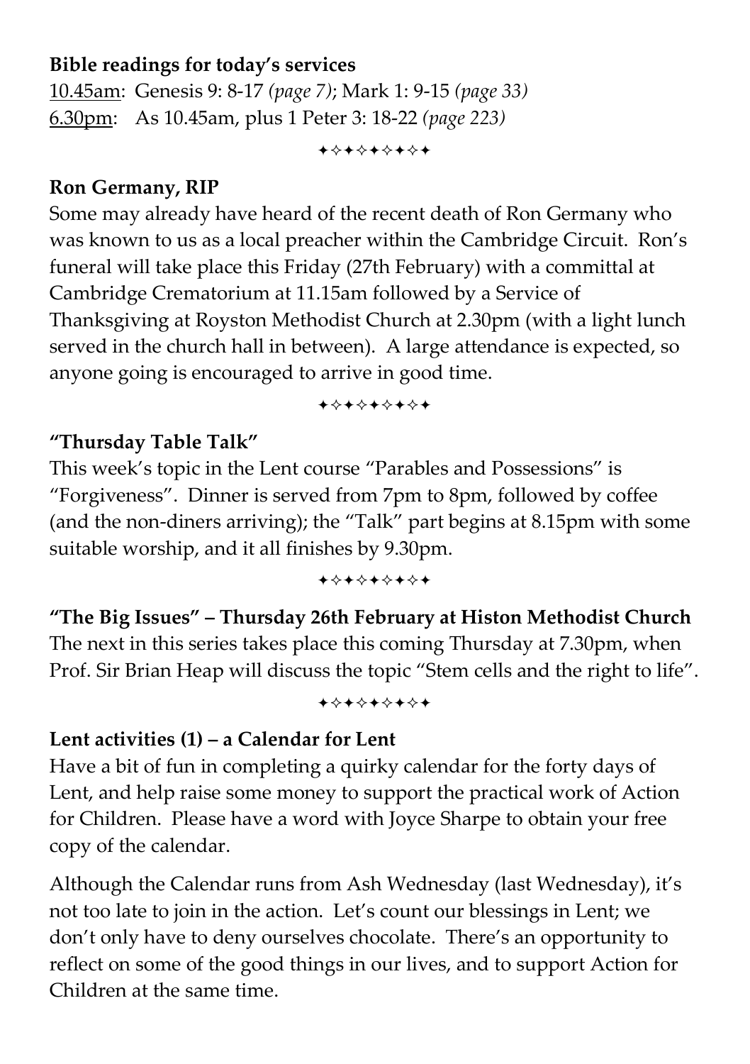**Bible readings for today's services**

10.45am: Genesis 9: 8-17 *(page 7)*; Mark 1: 9-15 *(page 33)*
6.30pm: As 10.45am, plus 1 Peter 3: 18-22 *(page 223)*

✦✧✦✧✦✧✦✧✦

**Ron Germany, RIP**

Some may already have heard of the recent death of Ron Germany who was known to us as a local preacher within the Cambridge Circuit. Ron's funeral will take place this Friday (27th February) with a committal at Cambridge Crematorium at 11.15am followed by a Service of Thanksgiving at Royston Methodist Church at 2.30pm (with a light lunch served in the church hall in between). A large attendance is expected, so anyone going is encouraged to arrive in good time.

✦✧✦✧✦✧✦✧✦

**"Thursday Table Talk"**

This week's topic in the Lent course "Parables and Possessions" is "Forgiveness". Dinner is served from 7pm to 8pm, followed by coffee (and the non-diners arriving); the "Talk" part begins at 8.15pm with some suitable worship, and it all finishes by 9.30pm.

✦✧✦✧✦✧✦✧✦

**"The Big Issues" – Thursday 26th February at Histon Methodist Church**

The next in this series takes place this coming Thursday at 7.30pm, when Prof. Sir Brian Heap will discuss the topic "Stem cells and the right to life".

✦✧✦✧✦✧✦✧✦

**Lent activities (1) – a Calendar for Lent**

Have a bit of fun in completing a quirky calendar for the forty days of Lent, and help raise some money to support the practical work of Action for Children. Please have a word with Joyce Sharpe to obtain your free copy of the calendar.

Although the Calendar runs from Ash Wednesday (last Wednesday), it's not too late to join in the action. Let's count our blessings in Lent; we don't only have to deny ourselves chocolate. There's an opportunity to reflect on some of the good things in our lives, and to support Action for Children at the same time.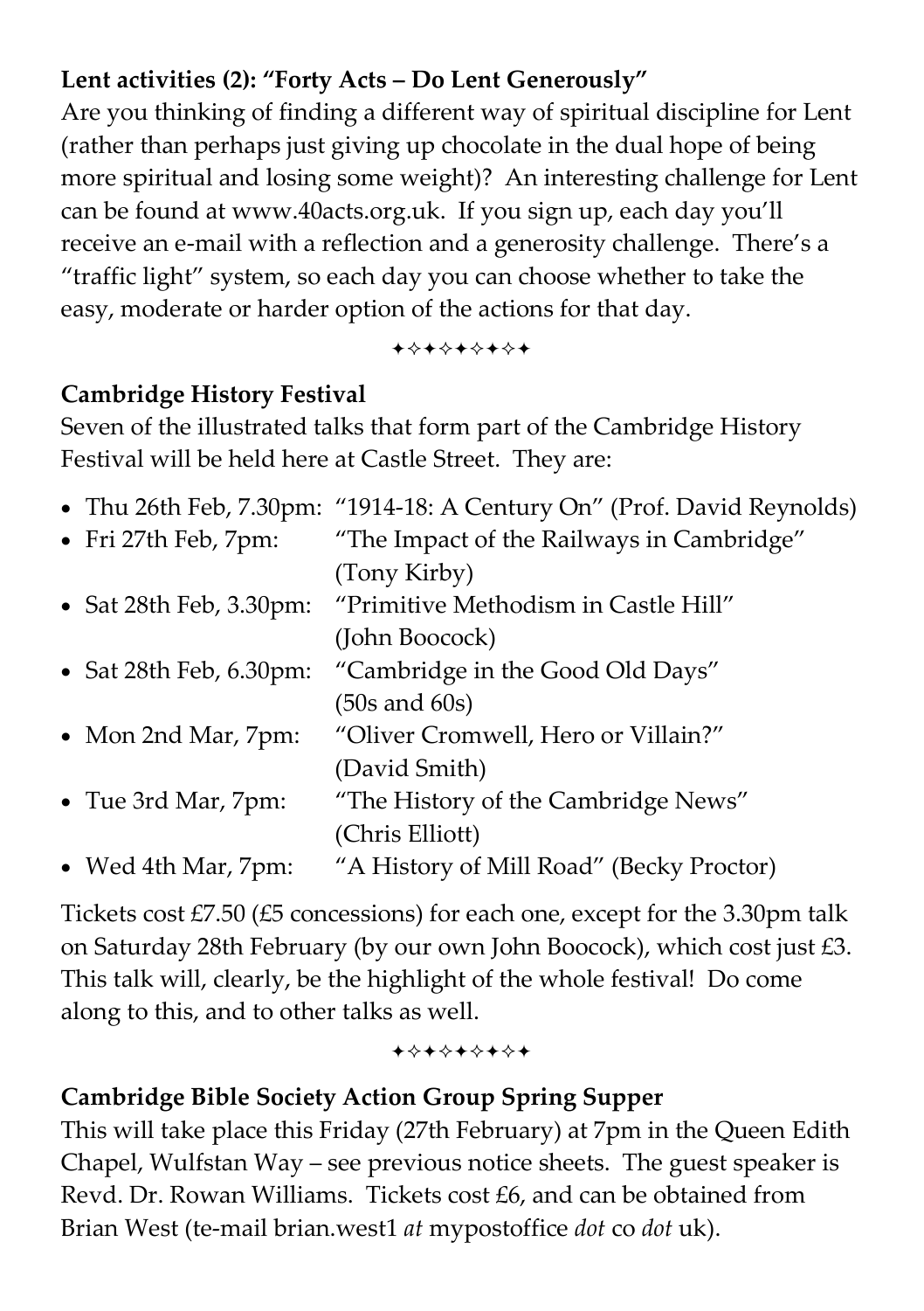**Lent activities (2): "Forty Acts – Do Lent Generously"**

Are you thinking of finding a different way of spiritual discipline for Lent (rather than perhaps just giving up chocolate in the dual hope of being more spiritual and losing some weight)? An interesting challenge for Lent can be found at www.40acts.org.uk. If you sign up, each day you'll receive an e-mail with a reflection and a generosity challenge. There's a "traffic light" system, so each day you can choose whether to take the easy, moderate or harder option of the actions for that day.

✦✧✦✧✦✧✦✧✦

**Cambridge History Festival**

Seven of the illustrated talks that form part of the Cambridge History Festival will be held here at Castle Street. They are:

- Thu 26th Feb, 7.30pm: "1914-18: A Century On" (Prof. David Reynolds)
- Fri 27th Feb, 7pm: "The Impact of the Railways in Cambridge" (Tony Kirby)
- Sat 28th Feb, 3.30pm: "Primitive Methodism in Castle Hill" (John Boocock)
- Sat 28th Feb, 6.30pm: "Cambridge in the Good Old Days" (50s and 60s)
- Mon 2nd Mar, 7pm: "Oliver Cromwell, Hero or Villain?" (David Smith)
- Tue 3rd Mar, 7pm: "The History of the Cambridge News" (Chris Elliott)
- Wed 4th Mar, 7pm: "A History of Mill Road" (Becky Proctor)

Tickets cost £7.50 (£5 concessions) for each one, except for the 3.30pm talk on Saturday 28th February (by our own John Boocock), which cost just £3. This talk will, clearly, be the highlight of the whole festival! Do come along to this, and to other talks as well.

✦✧✦✧✦✧✦✧✦

**Cambridge Bible Society Action Group Spring Supper**

This will take place this Friday (27th February) at 7pm in the Queen Edith Chapel, Wulfstan Way – see previous notice sheets. The guest speaker is Revd. Dr. Rowan Williams. Tickets cost £6, and can be obtained from Brian West (te-mail brian.west1 *at* mypostoffice *dot* co *dot* uk).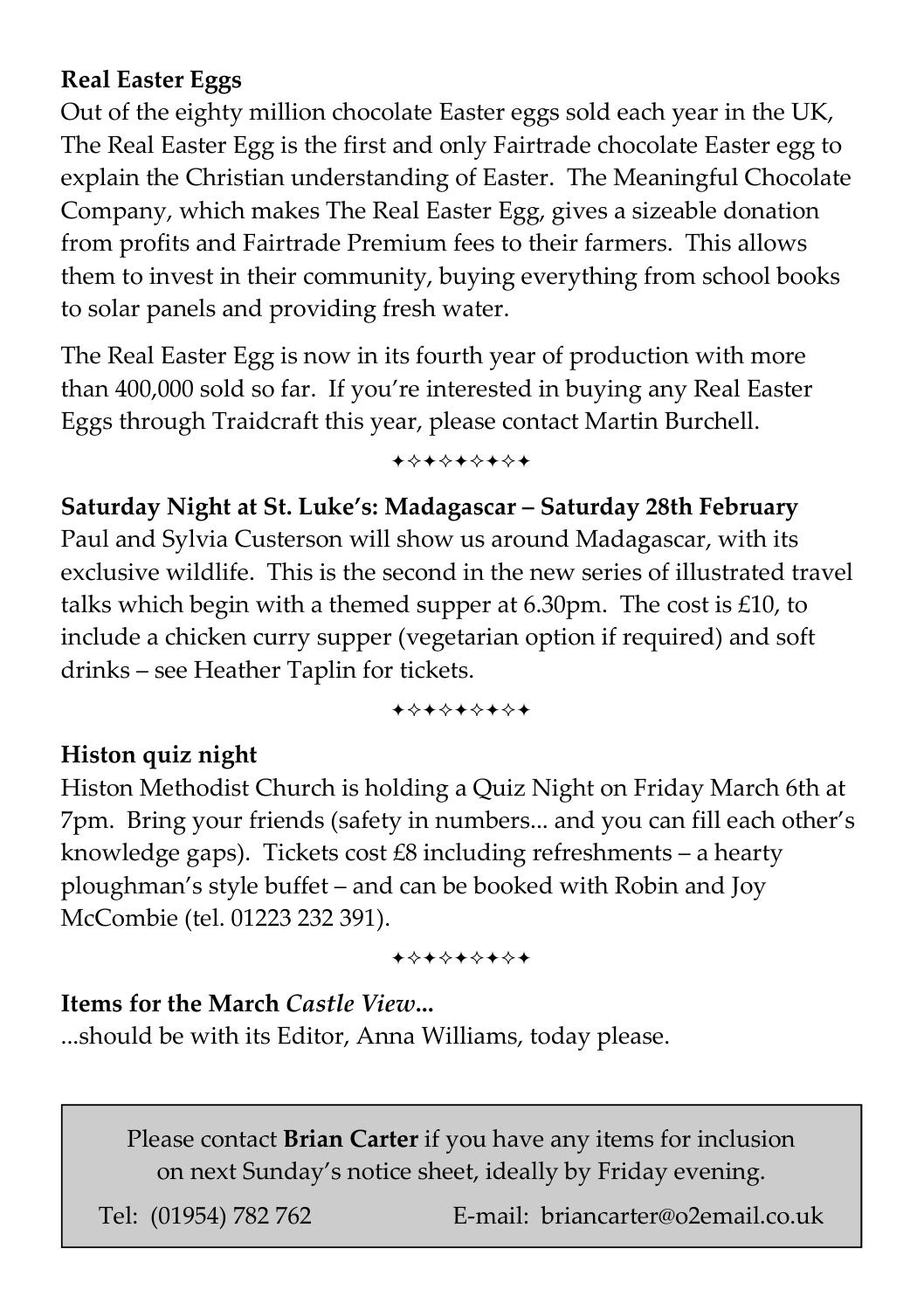**Real Easter Eggs**

Out of the eighty million chocolate Easter eggs sold each year in the UK, The Real Easter Egg is the first and only Fairtrade chocolate Easter egg to explain the Christian understanding of Easter. The Meaningful Chocolate Company, which makes The Real Easter Egg, gives a sizeable donation from profits and Fairtrade Premium fees to their farmers. This allows them to invest in their community, buying everything from school books to solar panels and providing fresh water.

The Real Easter Egg is now in its fourth year of production with more than 400,000 sold so far. If you're interested in buying any Real Easter Eggs through Traidcraft this year, please contact Martin Burchell.

✦✧✦✧✦✧✦✧✦

**Saturday Night at St. Luke's: Madagascar – Saturday 28th February**

Paul and Sylvia Custerson will show us around Madagascar, with its exclusive wildlife. This is the second in the new series of illustrated travel talks which begin with a themed supper at 6.30pm. The cost is £10, to include a chicken curry supper (vegetarian option if required) and soft drinks – see Heather Taplin for tickets.

✦✧✦✧✦✧✦✧✦

**Histon quiz night**

Histon Methodist Church is holding a Quiz Night on Friday March 6th at 7pm. Bring your friends (safety in numbers... and you can fill each other's knowledge gaps). Tickets cost £8 including refreshments – a hearty ploughman's style buffet – and can be booked with Robin and Joy McCombie (tel. 01223 232 391).

✦✧✦✧✦✧✦✧✦

**Items for the March *Castle View*...**

...should be with its Editor, Anna Williams, today please.

Please contact **Brian Carter** if you have any items for inclusion on next Sunday's notice sheet, ideally by Friday evening.

Tel: (01954) 782 762　　　E-mail: briancarter@o2email.co.uk